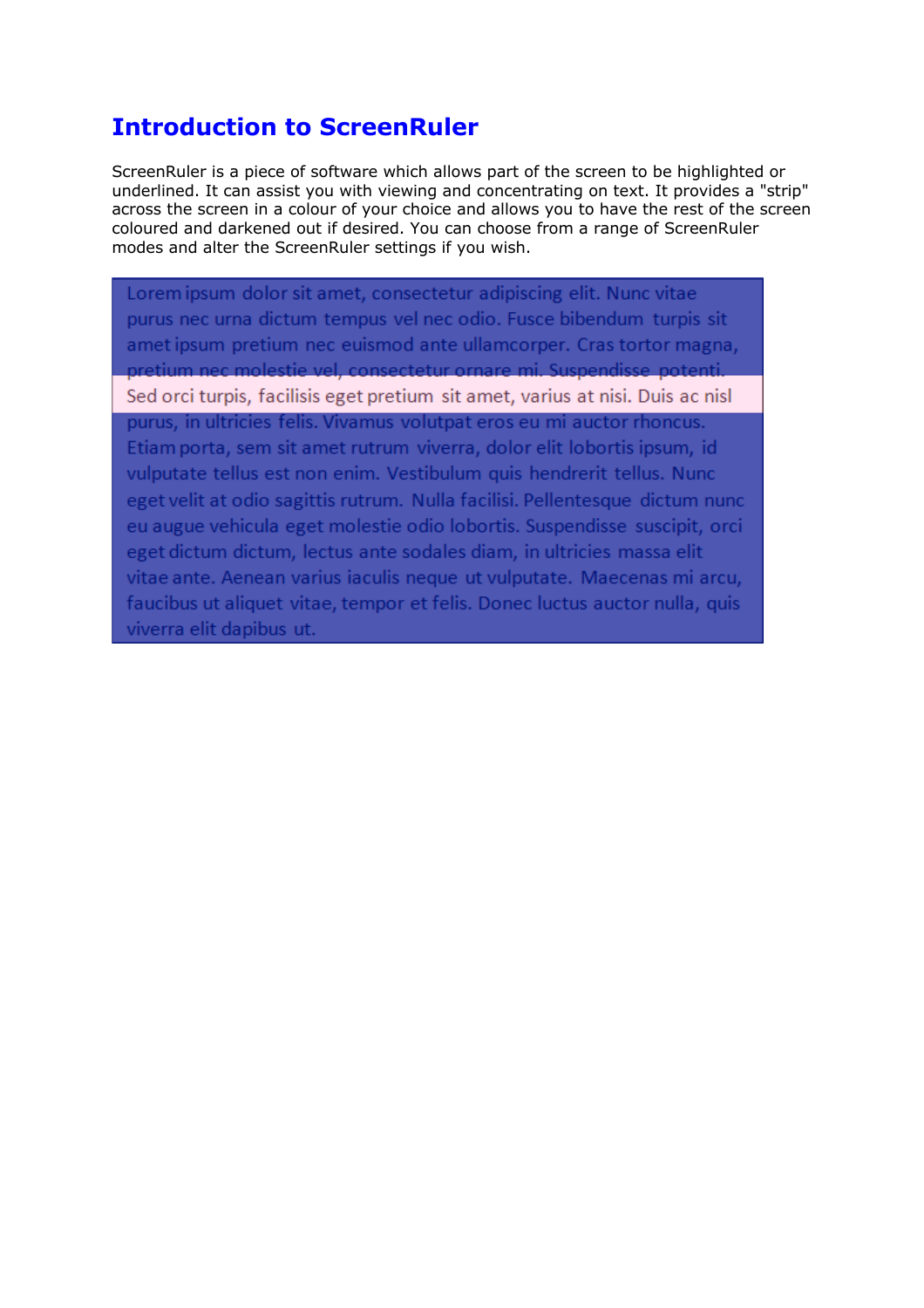# Introduction to ScreenRuler

ScreenRuler is a piece of software which allows part of the screen to be highlighted or underlined. It can assist you with viewing and concentrating on text. It provides a "strip" across the screen in a colour of your choice and allows you to have the rest of the screen coloured and darkened out if desired. You can choose from a range of ScreenRuler modes and alter the ScreenRuler settings if you wish.

Lorem ipsum dolor sit amet, consectetur adipiscing elit. Nunc vitae purus nec urna dictum tempus vel nec odio. Fusce bibendum turpis sit amet ipsum pretium nec euismod ante ullamcorper. Cras tortor magna, pretium nec molestie vel, consectetur ornare mi. Suspendisse potenti. Sed orci turpis, facilisis eget pretium sit amet, varius at nisi. Duis ac nisl purus, in ultricies felis. Vivamus volutpat eros eu mi auctor rhoncus. Etiam porta, sem sit amet rutrum viverra, dolor elit lobortis ipsum, id vulputate tellus est non enim. Vestibulum quis hendrerit tellus. Nunc eget velit at odio sagittis rutrum. Nulla facilisi. Pellentesque dictum nunc eu augue vehicula eget molestie odio lobortis. Suspendisse suscipit, orci eget dictum dictum, lectus ante sodales diam, in ultricies massa elit vitae ante. Aenean varius iaculis neque ut vulputate. Maecenas mi arcu, faucibus ut aliquet vitae, tempor et felis. Donec luctus auctor nulla, quis viverra elit dapibus ut.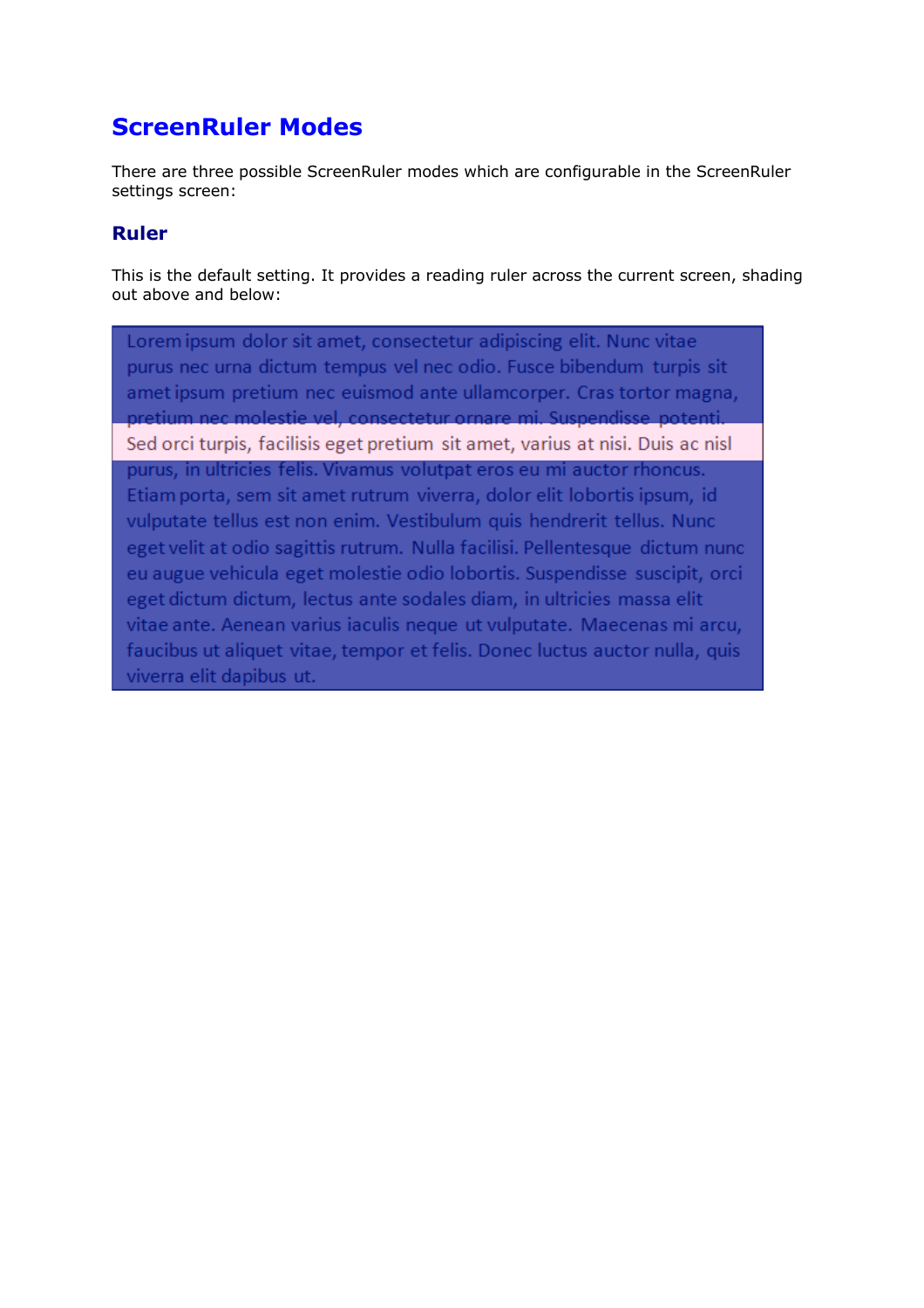# ScreenRuler Modes

There are three possible ScreenRuler modes which are configurable in the ScreenRuler settings screen:

## Ruler

This is the default setting. It provides a reading ruler across the current screen, shading out above and below:

Lorem ipsum dolor sit amet, consectetur adipiscing elit. Nunc vitae purus nec urna dictum tempus vel nec odio. Fusce bibendum turpis sit amet ipsum pretium nec euismod ante ullamcorper. Cras tortor magna, pretium nec molestie vel, consectetur ornare mi. Suspendisse potenti. Sed orci turpis, facilisis eget pretium sit amet, varius at nisi. Duis ac nisl purus, in ultricies felis. Vivamus volutpat eros eu mi auctor rhoncus. Etiam porta, sem sit amet rutrum viverra, dolor elit lobortis ipsum, id vulputate tellus est non enim. Vestibulum quis hendrerit tellus. Nunc eget velit at odio sagittis rutrum. Nulla facilisi. Pellentesque dictum nunc eu augue vehicula eget molestie odio lobortis. Suspendisse suscipit, orci eget dictum dictum, lectus ante sodales diam, in ultricies massa elit vitae ante. Aenean varius iaculis neque ut vulputate. Maecenas mi arcu, faucibus ut aliquet vitae, tempor et felis. Donec luctus auctor nulla, quis viverra elit dapibus ut.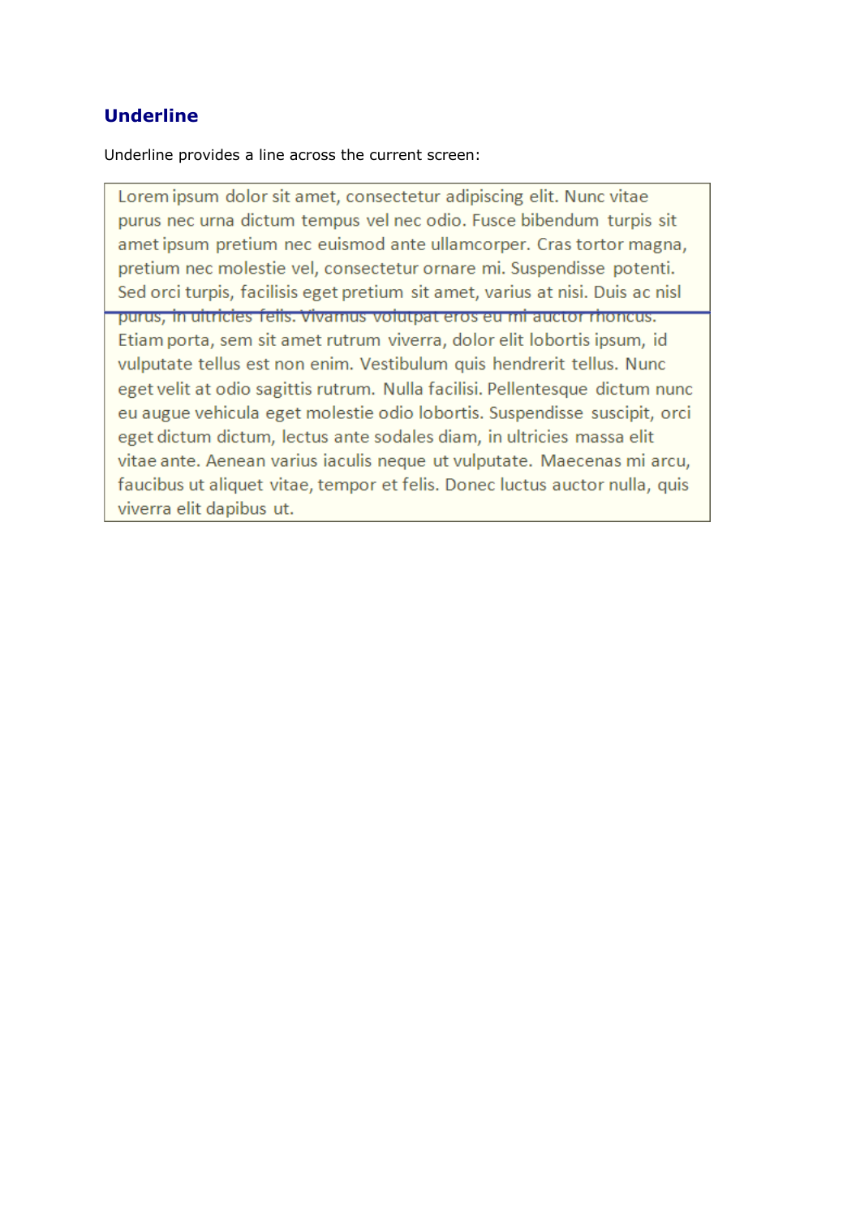## Underline

Underline provides a line across the current screen:

Lorem ipsum dolor sit amet, consectetur adipiscing elit. Nunc vitae purus nec urna dictum tempus vel nec odio. Fusce bibendum turpis sit amet ipsum pretium nec euismod ante ullamcorper. Cras tortor magna, pretium nec molestie vel, consectetur ornare mi. Suspendisse potenti. Sed orci turpis, facilisis eget pretium sit amet, varius at nisi. Duis ac nisl purus, in ultricies felis. Vivamus volutpat eros eu mi auctor rhoncus. Etiam porta, sem sit amet rutrum viverra, dolor elit lobortis ipsum, id vulputate tellus est non enim. Vestibulum quis hendrerit tellus. Nunc eget velit at odio sagittis rutrum. Nulla facilisi. Pellentesque dictum nunc eu augue vehicula eget molestie odio lobortis. Suspendisse suscipit, orci eget dictum dictum, lectus ante sodales diam, in ultricies massa elit vitae ante. Aenean varius iaculis neque ut vulputate. Maecenas mi arcu, faucibus ut aliquet vitae, tempor et felis. Donec luctus auctor nulla, quis viverra elit dapibus ut.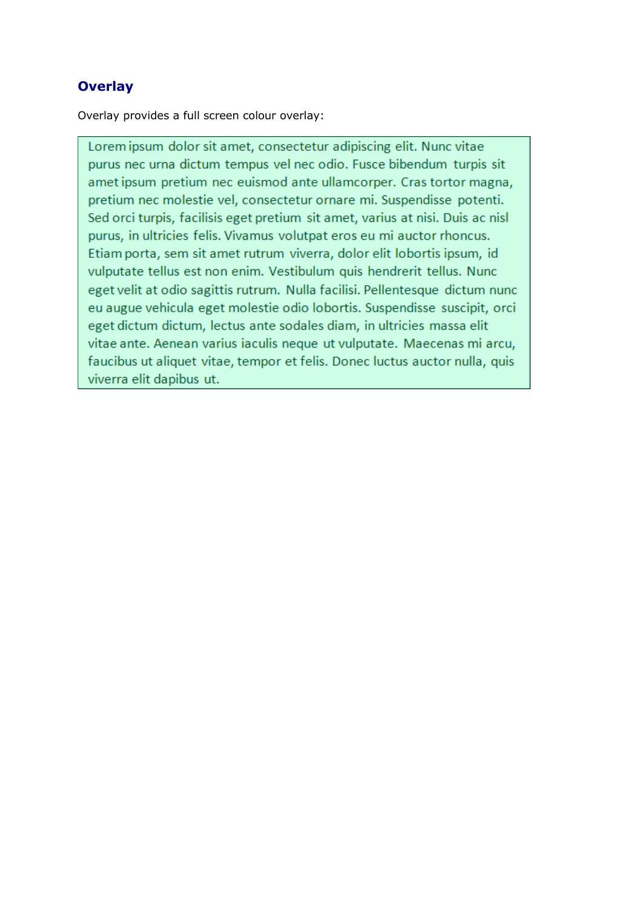## Overlay

Overlay provides a full screen colour overlay:

Lorem ipsum dolor sit amet, consectetur adipiscing elit. Nunc vitae purus nec urna dictum tempus vel nec odio. Fusce bibendum turpis sit amet ipsum pretium nec euismod ante ullamcorper. Cras tortor magna, pretium nec molestie vel, consectetur ornare mi. Suspendisse potenti. Sed orci turpis, facilisis eget pretium sit amet, varius at nisi. Duis ac nisl purus, in ultricies felis. Vivamus volutpat eros eu mi auctor rhoncus. Etiam porta, sem sit amet rutrum viverra, dolor elit lobortis ipsum, id vulputate tellus est non enim. Vestibulum quis hendrerit tellus. Nunc eget velit at odio sagittis rutrum. Nulla facilisi. Pellentesque dictum nunc eu augue vehicula eget molestie odio lobortis. Suspendisse suscipit, orci eget dictum dictum, lectus ante sodales diam, in ultricies massa elit vitae ante. Aenean varius iaculis neque ut vulputate. Maecenas mi arcu, faucibus ut aliquet vitae, tempor et felis. Donec luctus auctor nulla, quis viverra elit dapibus ut.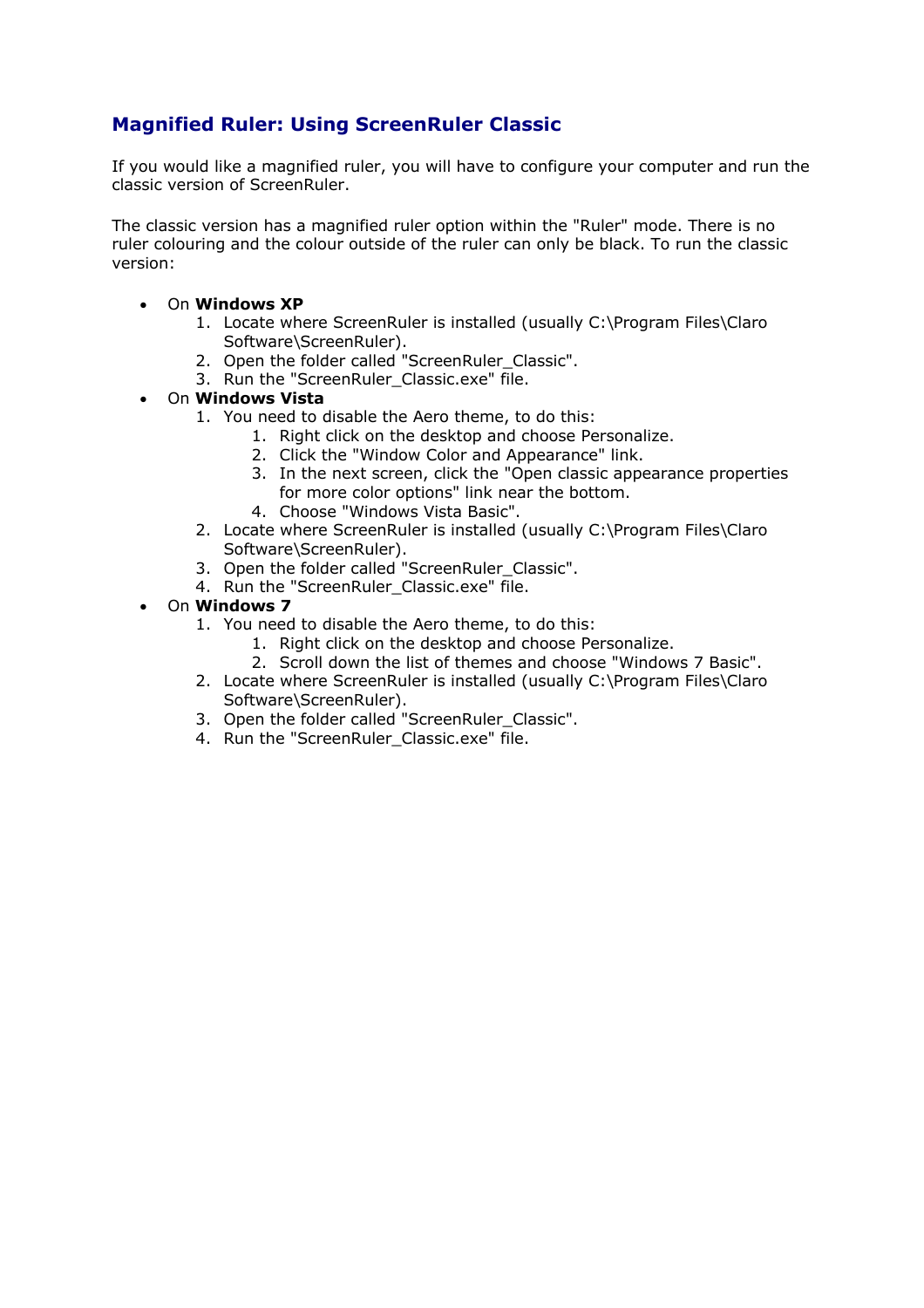## Magnified Ruler: Using ScreenRuler Classic

If you would like a magnified ruler, you will have to configure your computer and run the classic version of ScreenRuler.

The classic version has a magnified ruler option within the "Ruler" mode. There is no ruler colouring and the colour outside of the ruler can only be black. To run the classic version:

- On **Windows XP**
    1. Locate where ScreenRuler is installed (usually C:\Program Files\Claro Software\ScreenRuler).
    2. Open the folder called "ScreenRuler_Classic".
    3. Run the "ScreenRuler_Classic.exe" file.
- On **Windows Vista**
    1. You need to disable the Aero theme, to do this:
        1. Right click on the desktop and choose Personalize.
        2. Click the "Window Color and Appearance" link.
        3. In the next screen, click the "Open classic appearance properties for more color options" link near the bottom.
        4. Choose "Windows Vista Basic".
    2. Locate where ScreenRuler is installed (usually C:\Program Files\Claro Software\ScreenRuler).
    3. Open the folder called "ScreenRuler_Classic".
    4. Run the "ScreenRuler_Classic.exe" file.
- On **Windows 7**
    1. You need to disable the Aero theme, to do this:
        1. Right click on the desktop and choose Personalize.
        2. Scroll down the list of themes and choose "Windows 7 Basic".
    2. Locate where ScreenRuler is installed (usually C:\Program Files\Claro Software\ScreenRuler).
    3. Open the folder called "ScreenRuler_Classic".
    4. Run the "ScreenRuler_Classic.exe" file.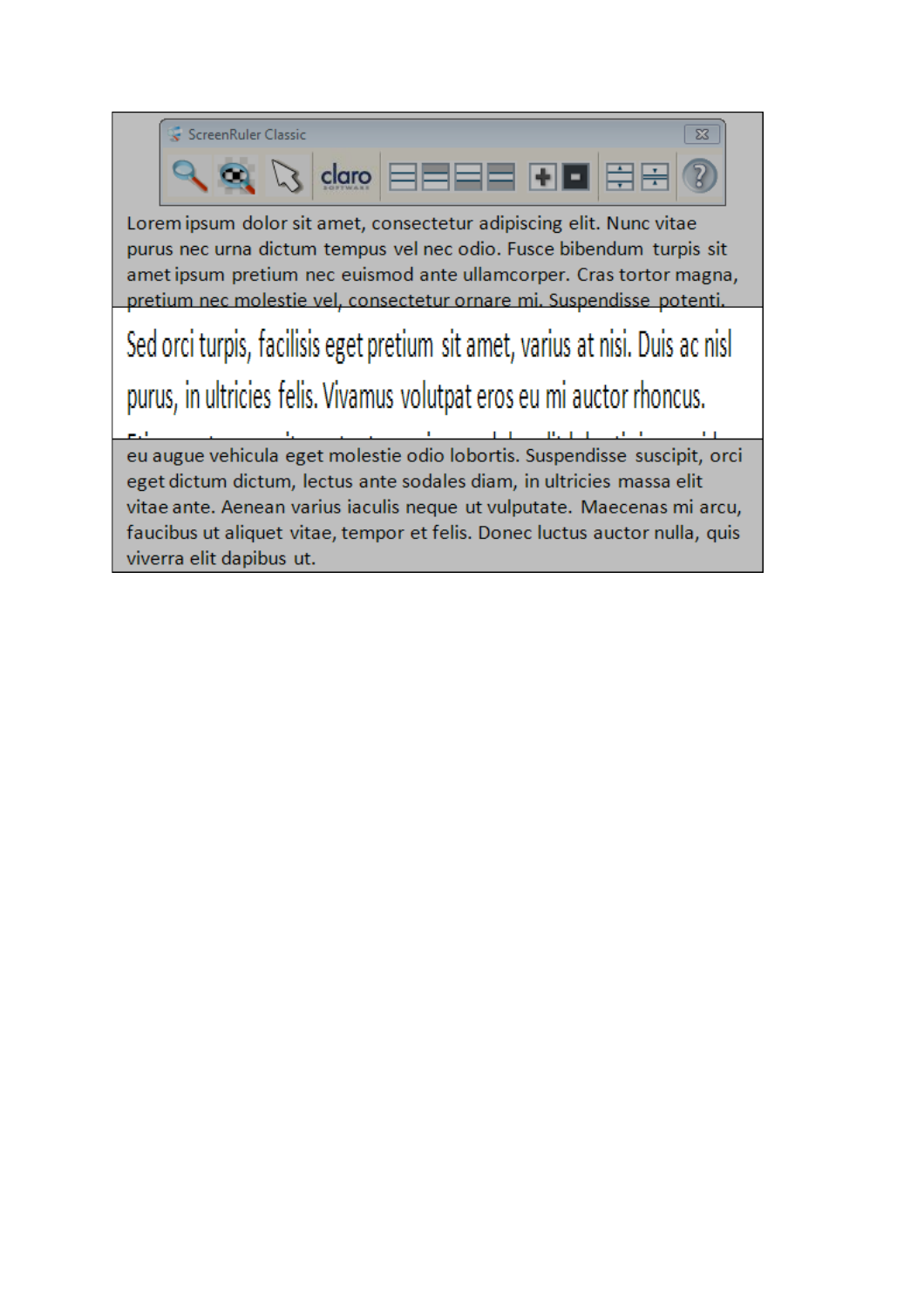ScreenRuler Classic

Lorem ipsum dolor sit amet, consectetur adipiscing elit. Nunc vitae purus nec urna dictum tempus vel nec odio. Fusce bibendum turpis sit amet ipsum pretium nec euismod ante ullamcorper. Cras tortor magna, pretium nec molestie vel, consectetur ornare mi. Suspendisse potenti.

Sed orci turpis, facilisis eget pretium sit amet, varius at nisi. Duis ac nisl purus, in ultricies felis. Vivamus volutpat eros eu mi auctor rhoncus.

eu augue vehicula eget molestie odio lobortis. Suspendisse suscipit, orci eget dictum dictum, lectus ante sodales diam, in ultricies massa elit vitae ante. Aenean varius iaculis neque ut vulputate. Maecenas mi arcu, faucibus ut aliquet vitae, tempor et felis. Donec luctus auctor nulla, quis viverra elit dapibus ut.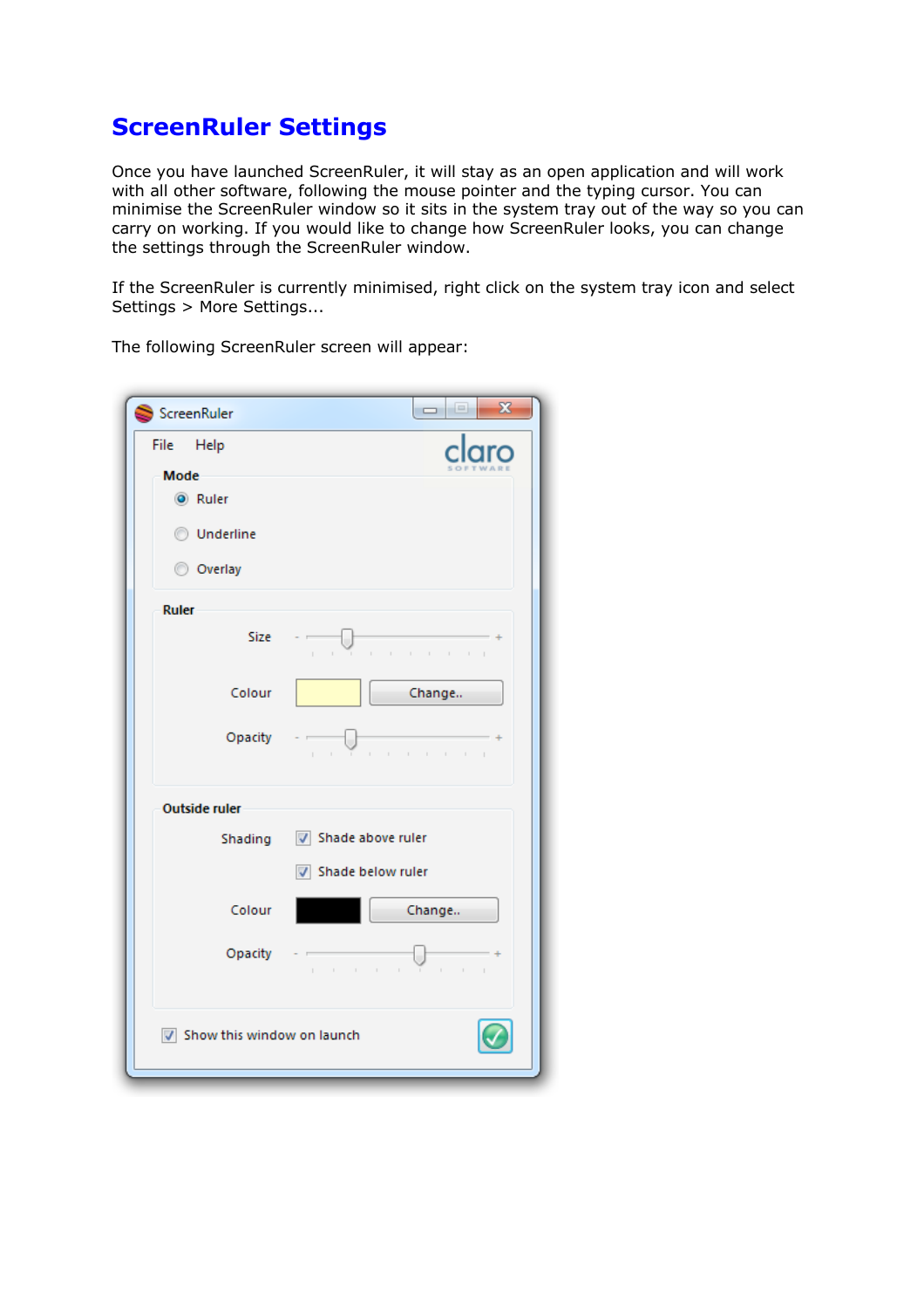# ScreenRuler Settings

Once you have launched ScreenRuler, it will stay as an open application and will work with all other software, following the mouse pointer and the typing cursor. You can minimise the ScreenRuler window so it sits in the system tray out of the way so you can carry on working. If you would like to change how ScreenRuler looks, you can change the settings through the ScreenRuler window.

If the ScreenRuler is currently minimised, right click on the system tray icon and select Settings > More Settings...

The following ScreenRuler screen will appear: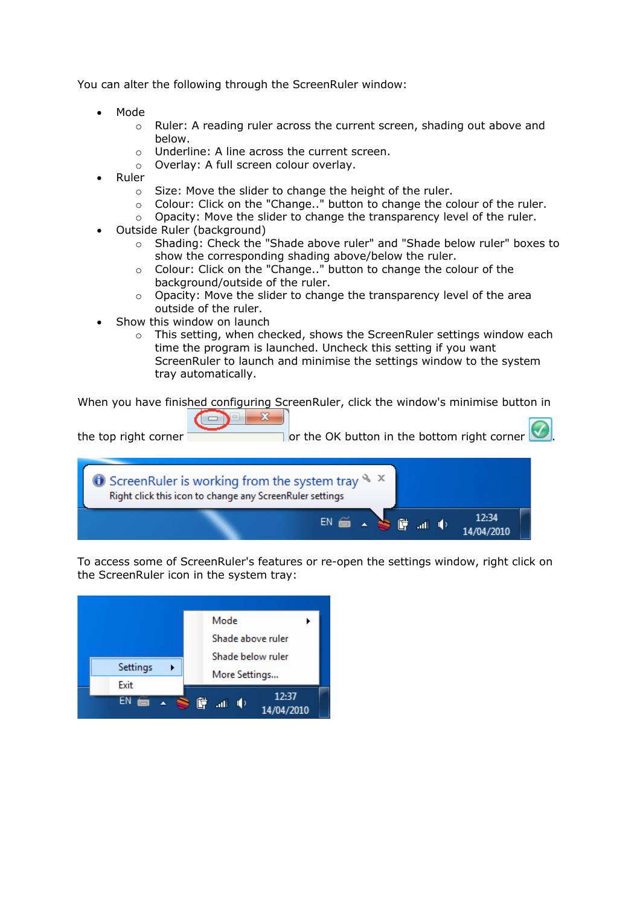You can alter the following through the ScreenRuler window:

- Mode
  - Ruler: A reading ruler across the current screen, shading out above and below.
  - Underline: A line across the current screen.
  - Overlay: A full screen colour overlay.
- Ruler
  - Size: Move the slider to change the height of the ruler.
  - Colour: Click on the "Change.." button to change the colour of the ruler.
  - Opacity: Move the slider to change the transparency level of the ruler.
- Outside Ruler (background)
  - Shading: Check the "Shade above ruler" and "Shade below ruler" boxes to show the corresponding shading above/below the ruler.
  - Colour: Click on the "Change.." button to change the colour of the background/outside of the ruler.
  - Opacity: Move the slider to change the transparency level of the area outside of the ruler.
- Show this window on launch
  - This setting, when checked, shows the ScreenRuler settings window each time the program is launched. Uncheck this setting if you want ScreenRuler to launch and minimise the settings window to the system tray automatically.

When you have finished configuring ScreenRuler, click the window's minimise button in the top right corner or the OK button in the bottom right corner.

To access some of ScreenRuler's features or re-open the settings window, right click on the ScreenRuler icon in the system tray: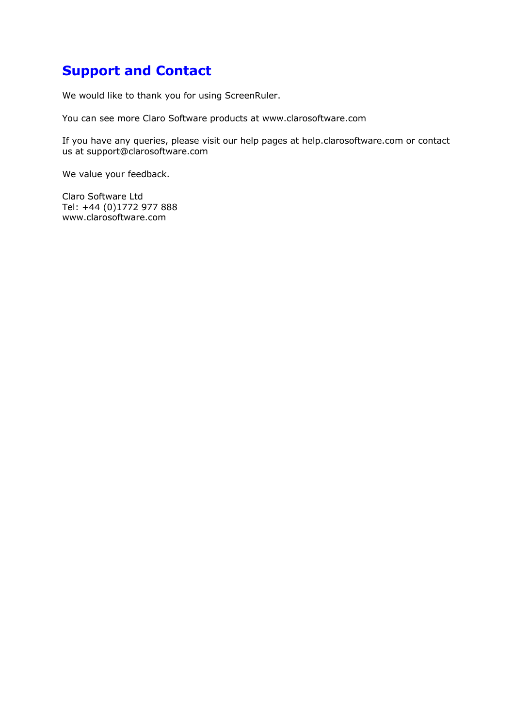# Support and Contact

We would like to thank you for using ScreenRuler.

You can see more Claro Software products at www.clarosoftware.com

If you have any queries, please visit our help pages at help.clarosoftware.com or contact us at support@clarosoftware.com

We value your feedback.

Claro Software Ltd  
Tel: +44 (0)1772 977 888  
www.clarosoftware.com